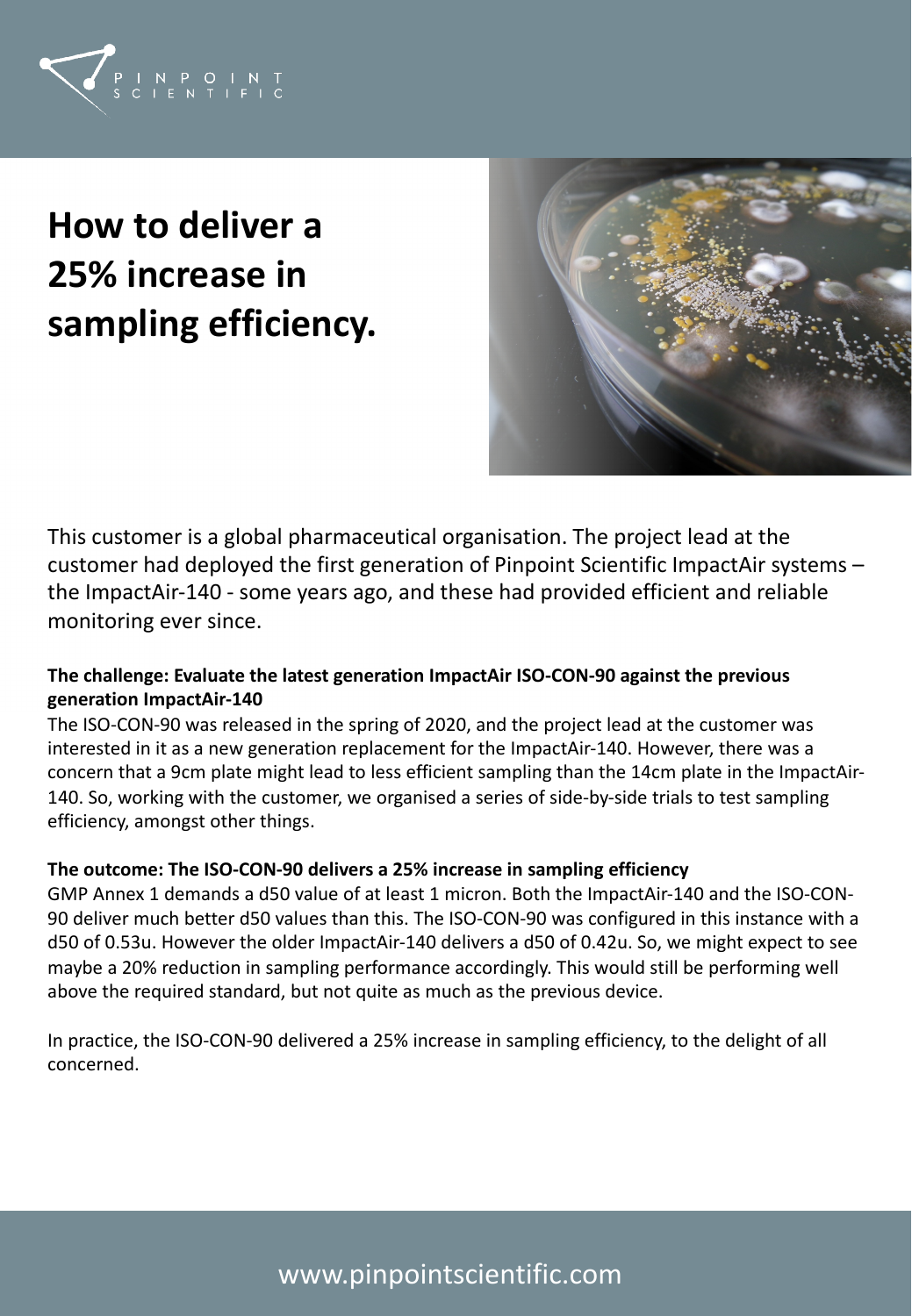# How to deliver a 25% increase in sampling efficiency.

This customer is a global pharmaceutical organisation. The project lead at the customer had deployed the first generation of Pinpoint Scientific ImpactAir systems – the ImpactAir-140 - some years ago, and these had provided efficient and reliable monitoring ever since.

**The challenge: Evaluate the latest generation ImpactAir ISO-CON-90 against the previous generation ImpactAir-140**

The ISO-CON-90 was released in the spring of 2020, and the project lead at the customer was interested in it as a new generation replacement for the ImpactAir-140. However, there was a concern that a 9cm plate might lead to less efficient sampling than the 14cm plate in the ImpactAir-140. So, working with the customer, we organised a series of side-by-side trials to test sampling efficiency, amongst other things.

**The outcome: The ISO-CON-90 delivers a 25% increase in sampling efficiency**

GMP Annex 1 demands a d50 value of at least 1 micron. Both the ImpactAir-140 and the ISO-CON-90 deliver much better d50 values than this. The ISO-CON-90 was configured in this instance with a d50 of 0.53u. However the older ImpactAir-140 delivers a d50 of 0.42u. So, we might expect to see maybe a 20% reduction in sampling performance accordingly. This would still be performing well above the required standard, but not quite as much as the previous device.

In practice, the ISO-CON-90 delivered a 25% increase in sampling efficiency, to the delight of all concerned.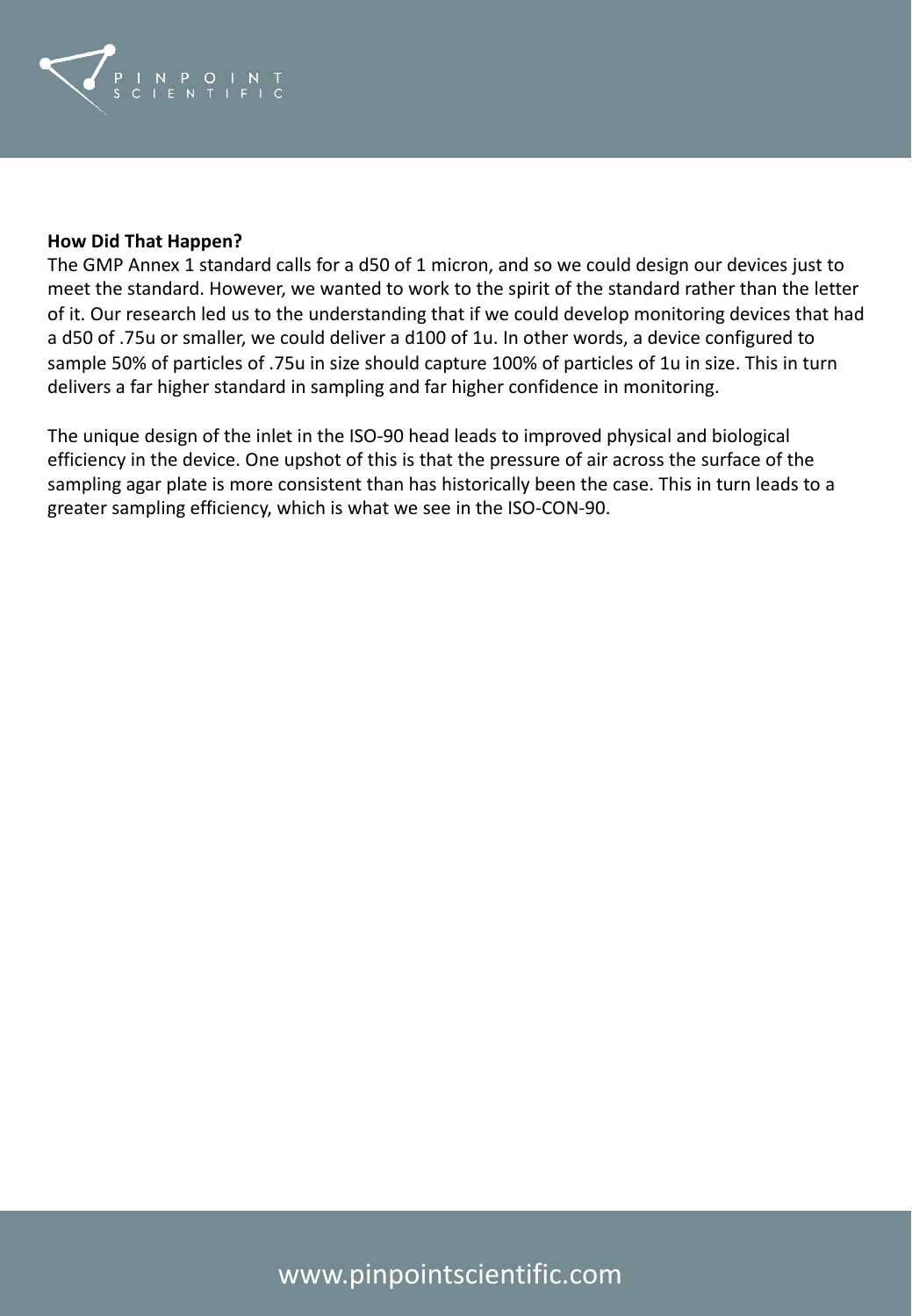**How Did That Happen?**

The GMP Annex 1 standard calls for a d50 of 1 micron, and so we could design our devices just to meet the standard. However, we wanted to work to the spirit of the standard rather than the letter of it. Our research led us to the understanding that if we could develop monitoring devices that had a d50 of .75u or smaller, we could deliver a d100 of 1u. In other words, a device configured to sample 50% of particles of .75u in size should capture 100% of particles of 1u in size. This in turn delivers a far higher standard in sampling and far higher confidence in monitoring.

The unique design of the inlet in the ISO-90 head leads to improved physical and biological efficiency in the device. One upshot of this is that the pressure of air across the surface of the sampling agar plate is more consistent than has historically been the case. This in turn leads to a greater sampling efficiency, which is what we see in the ISO-CON-90.